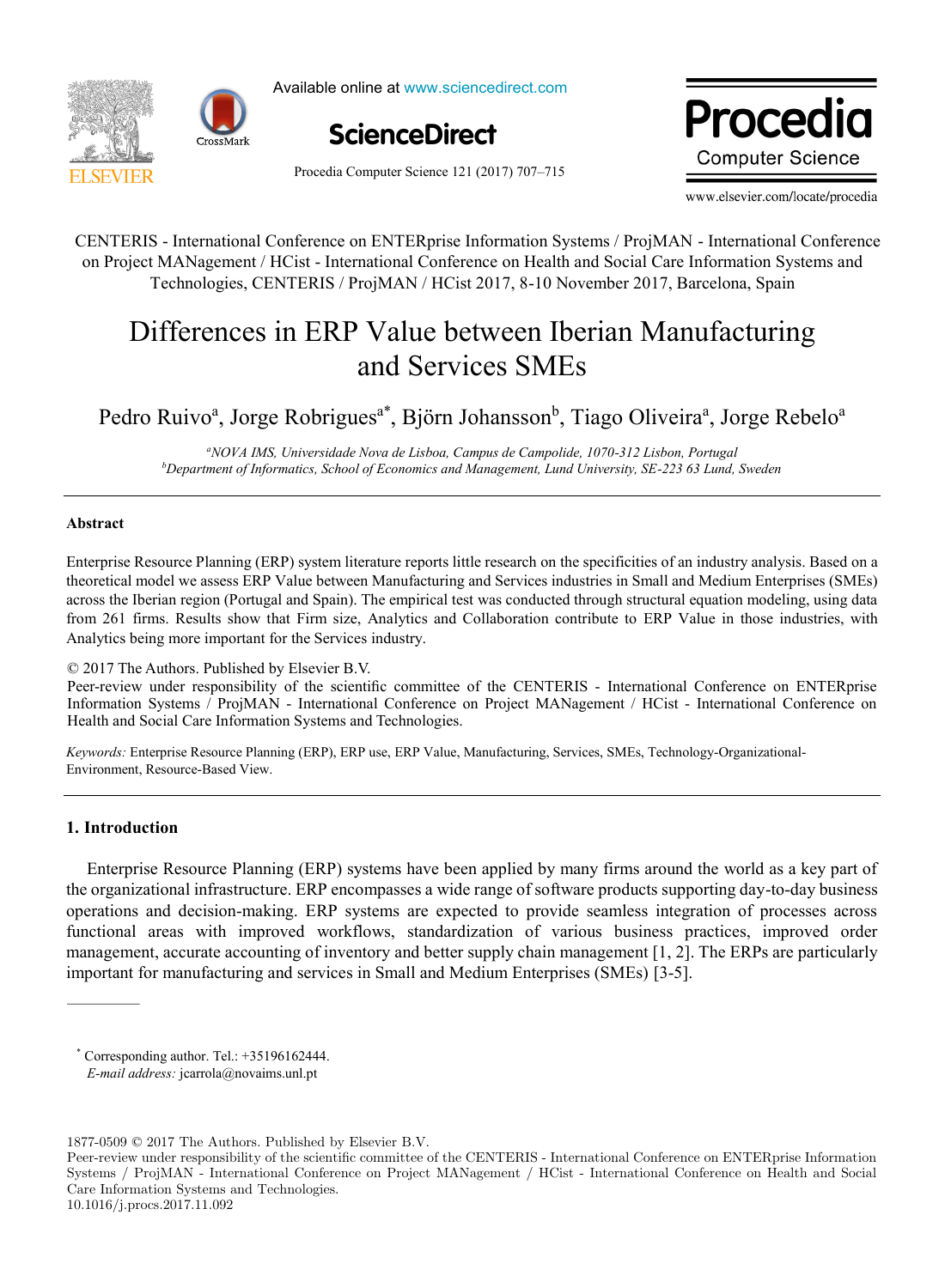Available online at www.sciencedirect.com

ScienceDirect

Procedia Computer Science 121 (2017) 707–715

www.elsevier.com/locate/procedia

CENTERIS - International Conference on ENTERprise Information Systems / ProjMAN - International Conference on Project MANagement / HCist - International Conference on Health and Social Care Information Systems and Technologies, CENTERIS / ProjMAN / HCist 2017, 8-10 November 2017, Barcelona, Spain

# Differences in ERP Value between Iberian Manufacturing and Services SMEs

Pedro Ruivo[a], Jorge Robrigues[a*], Björn Johansson[b], Tiago Oliveira[a], Jorge Rebelo[a]

*[a]NOVA IMS, Universidade Nova de Lisboa, Campus de Campolide, 1070-312 Lisbon, Portugal*
*[b]Department of Informatics, School of Economics and Management, Lund University, SE-223 63 Lund, Sweden*

---

## Abstract

Enterprise Resource Planning (ERP) system literature reports little research on the specificities of an industry analysis. Based on a theoretical model we assess ERP Value between Manufacturing and Services industries in Small and Medium Enterprises (SMEs) across the Iberian region (Portugal and Spain). The empirical test was conducted through structural equation modeling, using data from 261 firms. Results show that Firm size, Analytics and Collaboration contribute to ERP Value in those industries, with Analytics being more important for the Services industry.

© 2017 The Authors. Published by Elsevier B.V.
Peer-review under responsibility of the scientific committee of the CENTERIS - International Conference on ENTERprise Information Systems / ProjMAN - International Conference on Project MANagement / HCist - International Conference on Health and Social Care Information Systems and Technologies.

*Keywords:* Enterprise Resource Planning (ERP), ERP use, ERP Value, Manufacturing, Services, SMEs, Technology-Organizational-Environment, Resource-Based View.

---

## 1. Introduction

Enterprise Resource Planning (ERP) systems have been applied by many firms around the world as a key part of the organizational infrastructure. ERP encompasses a wide range of software products supporting day-to-day business operations and decision-making. ERP systems are expected to provide seamless integration of processes across functional areas with improved workflows, standardization of various business practices, improved order management, accurate accounting of inventory and better supply chain management [1, 2]. The ERPs are particularly important for manufacturing and services in Small and Medium Enterprises (SMEs) [3-5].

---

* Corresponding author. Tel.: +35196162444.
*E-mail address:* jcarrola@novaims.unl.pt

1877-0509 © 2017 The Authors. Published by Elsevier B.V.
Peer-review under responsibility of the scientific committee of the CENTERIS - International Conference on ENTERprise Information Systems / ProjMAN - International Conference on Project MANagement / HCist - International Conference on Health and Social Care Information Systems and Technologies.
10.1016/j.procs.2017.11.092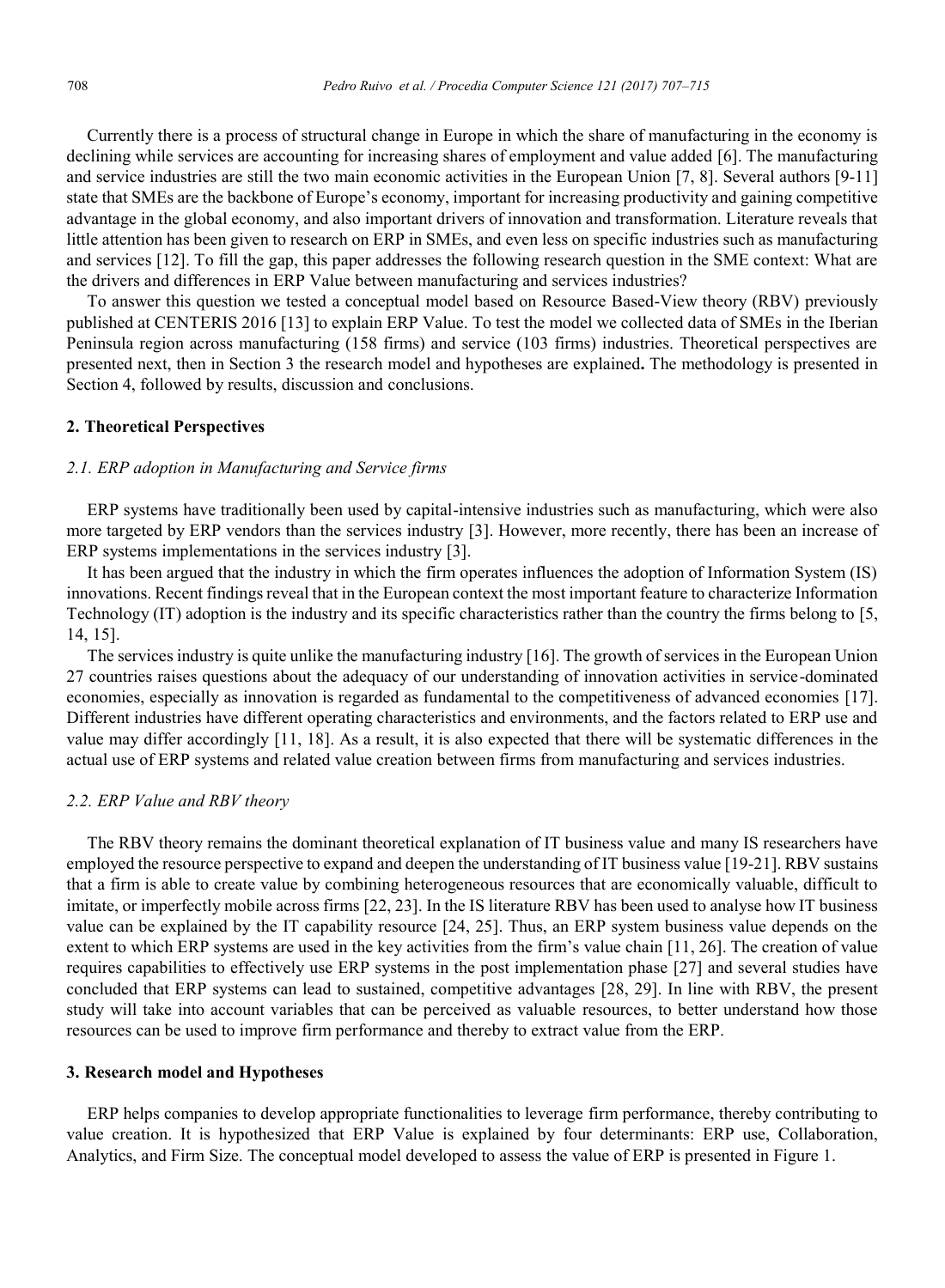Currently there is a process of structural change in Europe in which the share of manufacturing in the economy is declining while services are accounting for increasing shares of employment and value added [6]. The manufacturing and service industries are still the two main economic activities in the European Union [7, 8]. Several authors [9-11] state that SMEs are the backbone of Europe's economy, important for increasing productivity and gaining competitive advantage in the global economy, and also important drivers of innovation and transformation. Literature reveals that little attention has been given to research on ERP in SMEs, and even less on specific industries such as manufacturing and services [12]. To fill the gap, this paper addresses the following research question in the SME context: What are the drivers and differences in ERP Value between manufacturing and services industries?

To answer this question we tested a conceptual model based on Resource Based-View theory (RBV) previously published at CENTERIS 2016 [13] to explain ERP Value. To test the model we collected data of SMEs in the Iberian Peninsula region across manufacturing (158 firms) and service (103 firms) industries. Theoretical perspectives are presented next, then in Section 3 the research model and hypotheses are explained**.** The methodology is presented in Section 4, followed by results, discussion and conclusions.

## 2. Theoretical Perspectives

### *2.1. ERP adoption in Manufacturing and Service firms*

ERP systems have traditionally been used by capital-intensive industries such as manufacturing, which were also more targeted by ERP vendors than the services industry [3]. However, more recently, there has been an increase of ERP systems implementations in the services industry [3].

It has been argued that the industry in which the firm operates influences the adoption of Information System (IS) innovations. Recent findings reveal that in the European context the most important feature to characterize Information Technology (IT) adoption is the industry and its specific characteristics rather than the country the firms belong to [5, 14, 15].

The services industry is quite unlike the manufacturing industry [16]. The growth of services in the European Union 27 countries raises questions about the adequacy of our understanding of innovation activities in service-dominated economies, especially as innovation is regarded as fundamental to the competitiveness of advanced economies [17]. Different industries have different operating characteristics and environments, and the factors related to ERP use and value may differ accordingly [11, 18]. As a result, it is also expected that there will be systematic differences in the actual use of ERP systems and related value creation between firms from manufacturing and services industries.

### *2.2. ERP Value and RBV theory*

The RBV theory remains the dominant theoretical explanation of IT business value and many IS researchers have employed the resource perspective to expand and deepen the understanding of IT business value [19-21]. RBV sustains that a firm is able to create value by combining heterogeneous resources that are economically valuable, difficult to imitate, or imperfectly mobile across firms [22, 23]. In the IS literature RBV has been used to analyse how IT business value can be explained by the IT capability resource [24, 25]. Thus, an ERP system business value depends on the extent to which ERP systems are used in the key activities from the firm's value chain [11, 26]. The creation of value requires capabilities to effectively use ERP systems in the post implementation phase [27] and several studies have concluded that ERP systems can lead to sustained, competitive advantages [28, 29]. In line with RBV, the present study will take into account variables that can be perceived as valuable resources, to better understand how those resources can be used to improve firm performance and thereby to extract value from the ERP.

## 3. Research model and Hypotheses

ERP helps companies to develop appropriate functionalities to leverage firm performance, thereby contributing to value creation. It is hypothesized that ERP Value is explained by four determinants: ERP use, Collaboration, Analytics, and Firm Size. The conceptual model developed to assess the value of ERP is presented in Figure 1.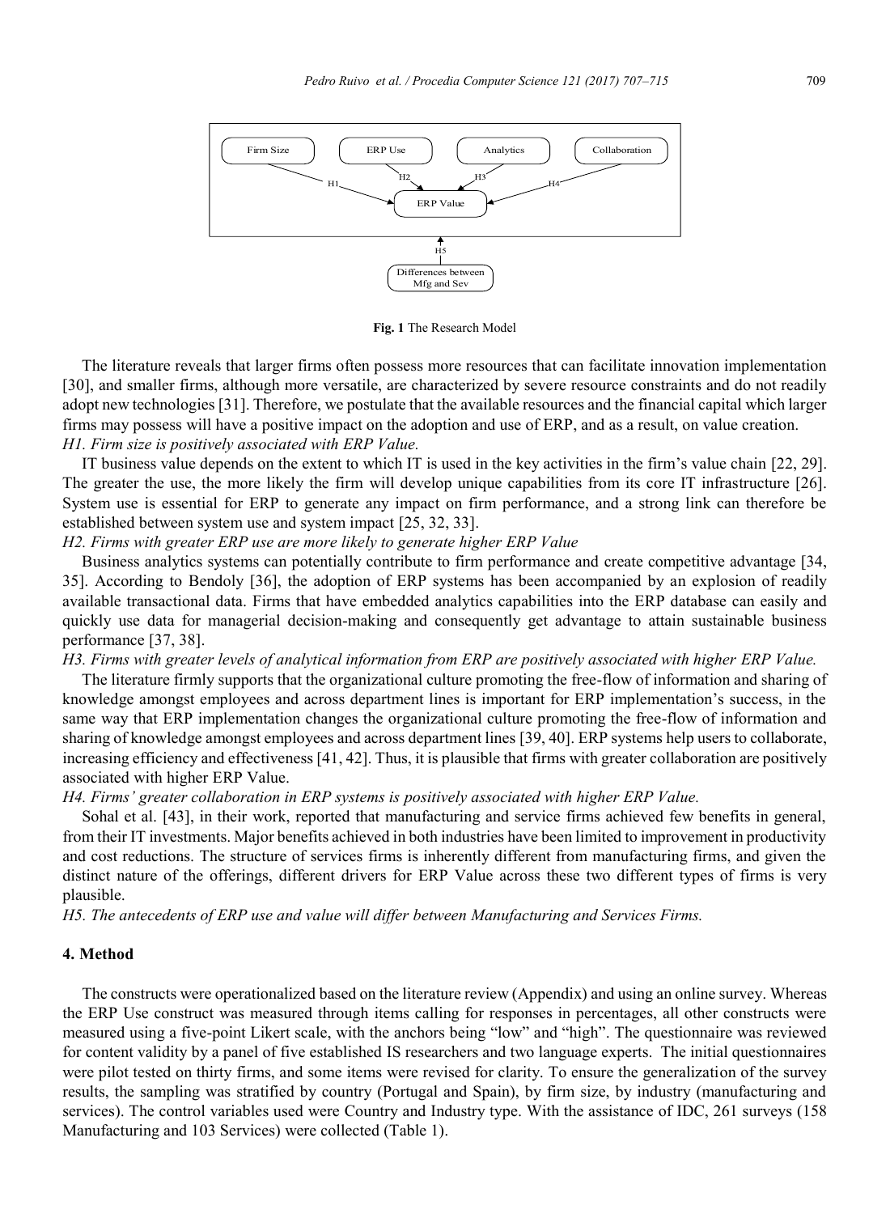Fig. 1 The Research Model

The literature reveals that larger firms often possess more resources that can facilitate innovation implementation [30], and smaller firms, although more versatile, are characterized by severe resource constraints and do not readily adopt new technologies [31]. Therefore, we postulate that the available resources and the financial capital which larger firms may possess will have a positive impact on the adoption and use of ERP, and as a result, on value creation.

*H1. Firm size is positively associated with ERP Value.*

IT business value depends on the extent to which IT is used in the key activities in the firm's value chain [22, 29]. The greater the use, the more likely the firm will develop unique capabilities from its core IT infrastructure [26]. System use is essential for ERP to generate any impact on firm performance, and a strong link can therefore be established between system use and system impact [25, 32, 33].

*H2. Firms with greater ERP use are more likely to generate higher ERP Value*

Business analytics systems can potentially contribute to firm performance and create competitive advantage [34, 35]. According to Bendoly [36], the adoption of ERP systems has been accompanied by an explosion of readily available transactional data. Firms that have embedded analytics capabilities into the ERP database can easily and quickly use data for managerial decision-making and consequently get advantage to attain sustainable business performance [37, 38].

*H3. Firms with greater levels of analytical information from ERP are positively associated with higher ERP Value.*

The literature firmly supports that the organizational culture promoting the free-flow of information and sharing of knowledge amongst employees and across department lines is important for ERP implementation's success, in the same way that ERP implementation changes the organizational culture promoting the free-flow of information and sharing of knowledge amongst employees and across department lines [39, 40]. ERP systems help users to collaborate, increasing efficiency and effectiveness [41, 42]. Thus, it is plausible that firms with greater collaboration are positively associated with higher ERP Value.

*H4. Firms' greater collaboration in ERP systems is positively associated with higher ERP Value.*

Sohal et al. [43], in their work, reported that manufacturing and service firms achieved few benefits in general, from their IT investments. Major benefits achieved in both industries have been limited to improvement in productivity and cost reductions. The structure of services firms is inherently different from manufacturing firms, and given the distinct nature of the offerings, different drivers for ERP Value across these two different types of firms is very plausible.

*H5. The antecedents of ERP use and value will differ between Manufacturing and Services Firms.*

## 4. Method

The constructs were operationalized based on the literature review (Appendix) and using an online survey. Whereas the ERP Use construct was measured through items calling for responses in percentages, all other constructs were measured using a five-point Likert scale, with the anchors being "low" and "high". The questionnaire was reviewed for content validity by a panel of five established IS researchers and two language experts. The initial questionnaires were pilot tested on thirty firms, and some items were revised for clarity. To ensure the generalization of the survey results, the sampling was stratified by country (Portugal and Spain), by firm size, by industry (manufacturing and services). The control variables used were Country and Industry type. With the assistance of IDC, 261 surveys (158 Manufacturing and 103 Services) were collected (Table 1).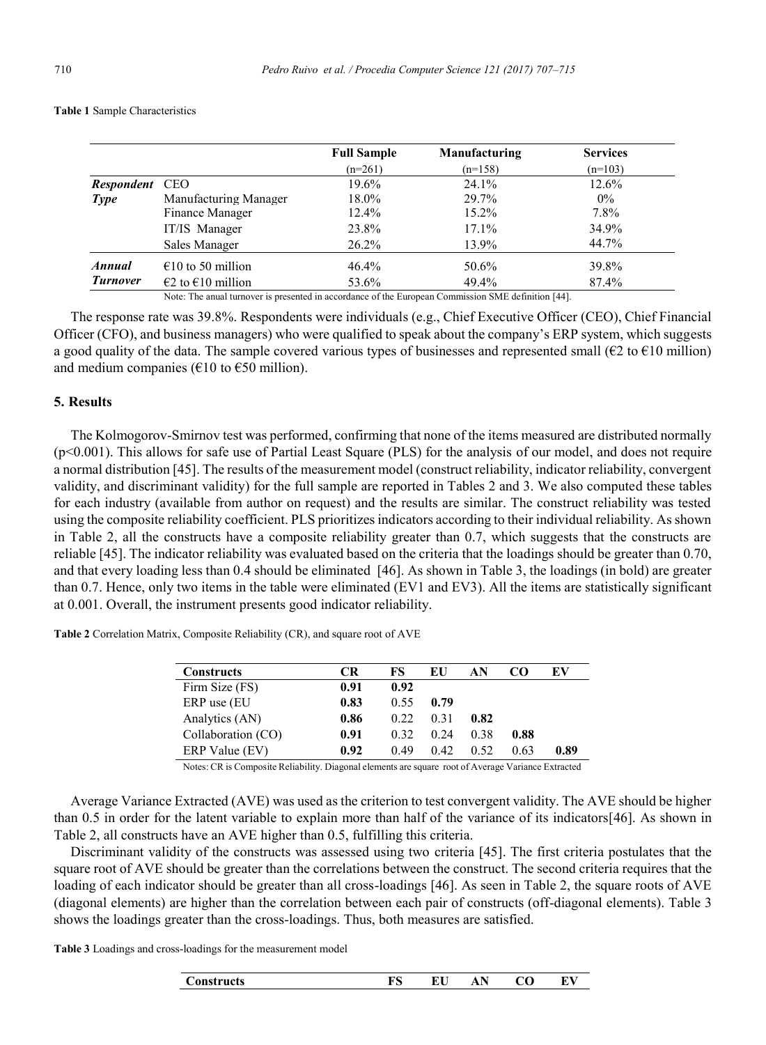**Table 1** Sample Characteristics

| | | Full Sample | Manufacturing | Services |
|---|---|---|---|---|
| | | (n=261) | (n=158) | (n=103) |
| ***Respondent Type*** | CEO | 19.6% | 24.1% | 12.6% |
| | Manufacturing Manager | 18.0% | 29.7% | 0% |
| | Finance Manager | 12.4% | 15.2% | 7.8% |
| | IT/IS Manager | 23.8% | 17.1% | 34.9% |
| | Sales Manager | 26.2% | 13.9% | 44.7% |
| ***Annual Turnover*** | €10 to 50 million | 46.4% | 50.6% | 39.8% |
| | €2 to €10 million | 53.6% | 49.4% | 87.4% |

Note: The anual turnover is presented in accordance of the European Commission SME definition [44].

The response rate was 39.8%. Respondents were individuals (e.g., Chief Executive Officer (CEO), Chief Financial Officer (CFO), and business managers) who were qualified to speak about the company's ERP system, which suggests a good quality of the data. The sample covered various types of businesses and represented small (€2 to €10 million) and medium companies (€10 to €50 million).

## 5. Results

The Kolmogorov-Smirnov test was performed, confirming that none of the items measured are distributed normally ($p<0.001$). This allows for safe use of Partial Least Square (PLS) for the analysis of our model, and does not require a normal distribution [45]. The results of the measurement model (construct reliability, indicator reliability, convergent validity, and discriminant validity) for the full sample are reported in Tables 2 and 3. We also computed these tables for each industry (available from author on request) and the results are similar. The construct reliability was tested using the composite reliability coefficient. PLS prioritizes indicators according to their individual reliability. As shown in Table 2, all the constructs have a composite reliability greater than 0.7, which suggests that the constructs are reliable [45]. The indicator reliability was evaluated based on the criteria that the loadings should be greater than 0.70, and that every loading less than 0.4 should be eliminated [46]. As shown in Table 3, the loadings (in bold) are greater than 0.7. Hence, only two items in the table were eliminated (EV1 and EV3). All the items are statistically significant at 0.001. Overall, the instrument presents good indicator reliability.

**Table 2** Correlation Matrix, Composite Reliability (CR), and square root of AVE

| Constructs | CR | FS | EU | AN | CO | EV |
|---|---|---|---|---|---|---|
| Firm Size (FS) | **0.91** | **0.92** | | | | |
| ERP use (EU | **0.83** | 0.55 | **0.79** | | | |
| Analytics (AN) | **0.86** | 0.22 | 0.31 | **0.82** | | |
| Collaboration (CO) | **0.91** | 0.32 | 0.24 | 0.38 | **0.88** | |
| ERP Value (EV) | **0.92** | 0.49 | 0.42 | 0.52 | 0.63 | **0.89** |

Notes: CR is Composite Reliability. Diagonal elements are square root of Average Variance Extracted

Average Variance Extracted (AVE) was used as the criterion to test convergent validity. The AVE should be higher than 0.5 in order for the latent variable to explain more than half of the variance of its indicators[46]. As shown in Table 2, all constructs have an AVE higher than 0.5, fulfilling this criteria.

Discriminant validity of the constructs was assessed using two criteria [45]. The first criteria postulates that the square root of AVE should be greater than the correlations between the construct. The second criteria requires that the loading of each indicator should be greater than all cross-loadings [46]. As seen in Table 2, the square roots of AVE (diagonal elements) are higher than the correlation between each pair of constructs (off-diagonal elements). Table 3 shows the loadings greater than the cross-loadings. Thus, both measures are satisfied.

**Table 3** Loadings and cross-loadings for the measurement model

| Constructs | FS | EU | AN | CO | EV |
|---|---|---|---|---|---|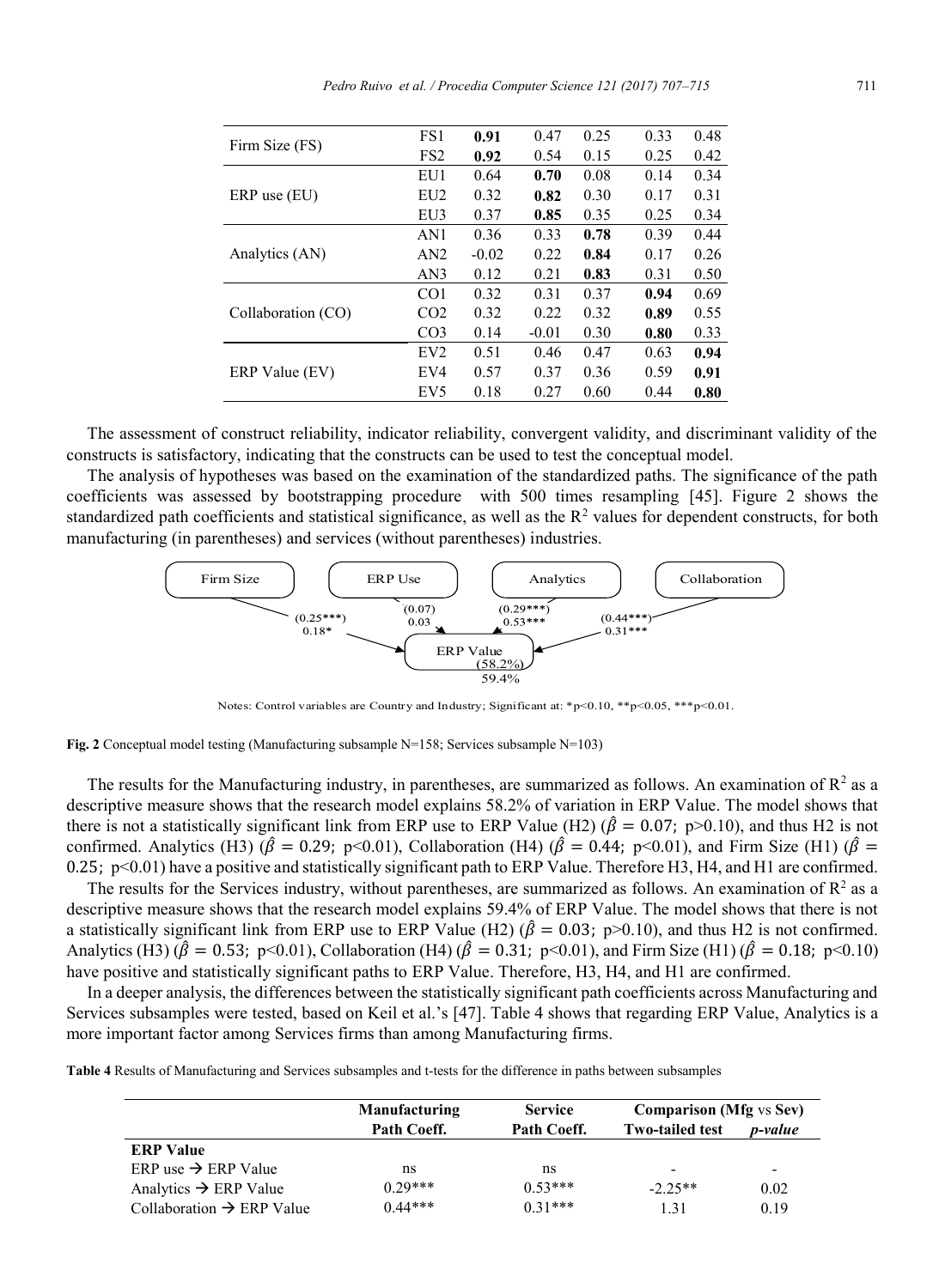| | | | | | | |
|---|---|---|---|---|---|---|
| Firm Size (FS) | FS1 | **0.91** | 0.47 | 0.25 | 0.33 | 0.48 |
| | FS2 | **0.92** | 0.54 | 0.15 | 0.25 | 0.42 |
| ERP use (EU) | EU1 | 0.64 | **0.70** | 0.08 | 0.14 | 0.34 |
| | EU2 | 0.32 | **0.82** | 0.30 | 0.17 | 0.31 |
| | EU3 | 0.37 | **0.85** | 0.35 | 0.25 | 0.34 |
| Analytics (AN) | AN1 | 0.36 | 0.33 | **0.78** | 0.39 | 0.44 |
| | AN2 | -0.02 | 0.22 | **0.84** | 0.17 | 0.26 |
| | AN3 | 0.12 | 0.21 | **0.83** | 0.31 | 0.50 |
| Collaboration (CO) | CO1 | 0.32 | 0.31 | 0.37 | **0.94** | 0.69 |
| | CO2 | 0.32 | 0.22 | 0.32 | **0.89** | 0.55 |
| | CO3 | 0.14 | -0.01 | 0.30 | **0.80** | 0.33 |
| ERP Value (EV) | EV2 | 0.51 | 0.46 | 0.47 | 0.63 | **0.94** |
| | EV4 | 0.57 | 0.37 | 0.36 | 0.59 | **0.91** |
| | EV5 | 0.18 | 0.27 | 0.60 | 0.44 | **0.80** |

The assessment of construct reliability, indicator reliability, convergent validity, and discriminant validity of the constructs is satisfactory, indicating that the constructs can be used to test the conceptual model.

The analysis of hypotheses was based on the examination of the standardized paths. The significance of the path coefficients was assessed by bootstrapping procedure with 500 times resampling [45]. Figure 2 shows the standardized path coefficients and statistical significance, as well as the $R^2$ values for dependent constructs, for both manufacturing (in parentheses) and services (without parentheses) industries.

Firm Size → ERP Value: (0.25***) 0.18*
ERP Use → ERP Value: (0.07) 0.03
Analytics → ERP Value: (0.29***) 0.53***
Collaboration → ERP Value: (0.44***) 0.31***
ERP Value: (58.2%) 59.4%

Notes: Control variables are Country and Industry; Significant at: *p<0.10, **p<0.05, ***p<0.01.

**Fig. 2** Conceptual model testing (Manufacturing subsample N=158; Services subsample N=103)

The results for the Manufacturing industry, in parentheses, are summarized as follows. An examination of $R^2$ as a descriptive measure shows that the research model explains 58.2% of variation in ERP Value. The model shows that there is not a statistically significant link from ERP use to ERP Value (H2) ($\hat{\beta} = 0.07$; $p>0.10$), and thus H2 is not confirmed. Analytics (H3) ($\hat{\beta} = 0.29$; $p<0.01$), Collaboration (H4) ($\hat{\beta} = 0.44$; $p<0.01$), and Firm Size (H1) ($\hat{\beta} = 0.25$; $p<0.01$) have a positive and statistically significant path to ERP Value. Therefore H3, H4, and H1 are confirmed.

The results for the Services industry, without parentheses, are summarized as follows. An examination of $R^2$ as a descriptive measure shows that the research model explains 59.4% of ERP Value. The model shows that there is not a statistically significant link from ERP use to ERP Value (H2) ($\hat{\beta} = 0.03$; $p>0.10$), and thus H2 is not confirmed. Analytics (H3) ($\hat{\beta} = 0.53$; $p<0.01$), Collaboration (H4) ($\hat{\beta} = 0.31$; $p<0.01$), and Firm Size (H1) ($\hat{\beta} = 0.18$; $p<0.10$) have positive and statistically significant paths to ERP Value. Therefore, H3, H4, and H1 are confirmed.

In a deeper analysis, the differences between the statistically significant path coefficients across Manufacturing and Services subsamples were tested, based on Keil et al.'s [47]. Table 4 shows that regarding ERP Value, Analytics is a more important factor among Services firms than among Manufacturing firms.

**Table 4** Results of Manufacturing and Services subsamples and t-tests for the difference in paths between subsamples

| | Manufacturing | Service | Comparison (Mfg vs Sev) | |
|---|---|---|---|---|
| | Path Coeff. | Path Coeff. | Two-tailed test | *p-value* |
| **ERP Value** | | | | |
| ERP use → ERP Value | ns | ns | - | - |
| Analytics → ERP Value | 0.29*** | 0.53*** | -2.25** | 0.02 |
| Collaboration → ERP Value | 0.44*** | 0.31*** | 1.31 | 0.19 |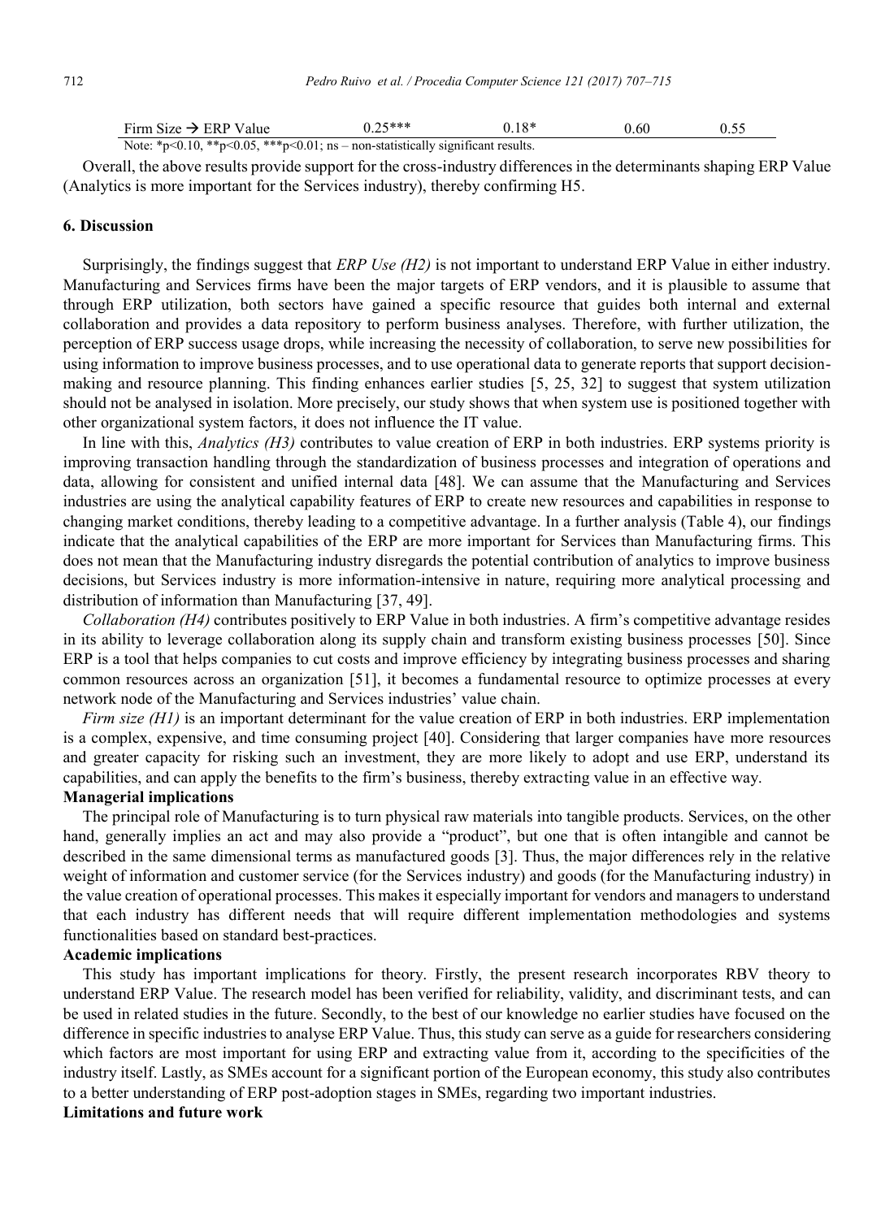| | | | | |
|---|---|---|---|---|
| Firm Size → ERP Value | 0.25*** | 0.18* | 0.60 | 0.55 |

Note: *p<0.10, **p<0.05, ***p<0.01; ns – non-statistically significant results.

Overall, the above results provide support for the cross-industry differences in the determinants shaping ERP Value (Analytics is more important for the Services industry), thereby confirming H5.

## 6. Discussion

Surprisingly, the findings suggest that *ERP Use (H2)* is not important to understand ERP Value in either industry. Manufacturing and Services firms have been the major targets of ERP vendors, and it is plausible to assume that through ERP utilization, both sectors have gained a specific resource that guides both internal and external collaboration and provides a data repository to perform business analyses. Therefore, with further utilization, the perception of ERP success usage drops, while increasing the necessity of collaboration, to serve new possibilities for using information to improve business processes, and to use operational data to generate reports that support decision-making and resource planning. This finding enhances earlier studies [5, 25, 32] to suggest that system utilization should not be analysed in isolation. More precisely, our study shows that when system use is positioned together with other organizational system factors, it does not influence the IT value.

In line with this, *Analytics (H3)* contributes to value creation of ERP in both industries. ERP systems priority is improving transaction handling through the standardization of business processes and integration of operations and data, allowing for consistent and unified internal data [48]. We can assume that the Manufacturing and Services industries are using the analytical capability features of ERP to create new resources and capabilities in response to changing market conditions, thereby leading to a competitive advantage. In a further analysis (Table 4), our findings indicate that the analytical capabilities of the ERP are more important for Services than Manufacturing firms. This does not mean that the Manufacturing industry disregards the potential contribution of analytics to improve business decisions, but Services industry is more information-intensive in nature, requiring more analytical processing and distribution of information than Manufacturing [37, 49].

*Collaboration (H4)* contributes positively to ERP Value in both industries. A firm's competitive advantage resides in its ability to leverage collaboration along its supply chain and transform existing business processes [50]. Since ERP is a tool that helps companies to cut costs and improve efficiency by integrating business processes and sharing common resources across an organization [51], it becomes a fundamental resource to optimize processes at every network node of the Manufacturing and Services industries' value chain.

*Firm size (H1)* is an important determinant for the value creation of ERP in both industries. ERP implementation is a complex, expensive, and time consuming project [40]. Considering that larger companies have more resources and greater capacity for risking such an investment, they are more likely to adopt and use ERP, understand its capabilities, and can apply the benefits to the firm's business, thereby extracting value in an effective way.

**Managerial implications**

The principal role of Manufacturing is to turn physical raw materials into tangible products. Services, on the other hand, generally implies an act and may also provide a "product", but one that is often intangible and cannot be described in the same dimensional terms as manufactured goods [3]. Thus, the major differences rely in the relative weight of information and customer service (for the Services industry) and goods (for the Manufacturing industry) in the value creation of operational processes. This makes it especially important for vendors and managers to understand that each industry has different needs that will require different implementation methodologies and systems functionalities based on standard best-practices.

**Academic implications**

This study has important implications for theory. Firstly, the present research incorporates RBV theory to understand ERP Value. The research model has been verified for reliability, validity, and discriminant tests, and can be used in related studies in the future. Secondly, to the best of our knowledge no earlier studies have focused on the difference in specific industries to analyse ERP Value. Thus, this study can serve as a guide for researchers considering which factors are most important for using ERP and extracting value from it, according to the specificities of the industry itself. Lastly, as SMEs account for a significant portion of the European economy, this study also contributes to a better understanding of ERP post-adoption stages in SMEs, regarding two important industries.

**Limitations and future work**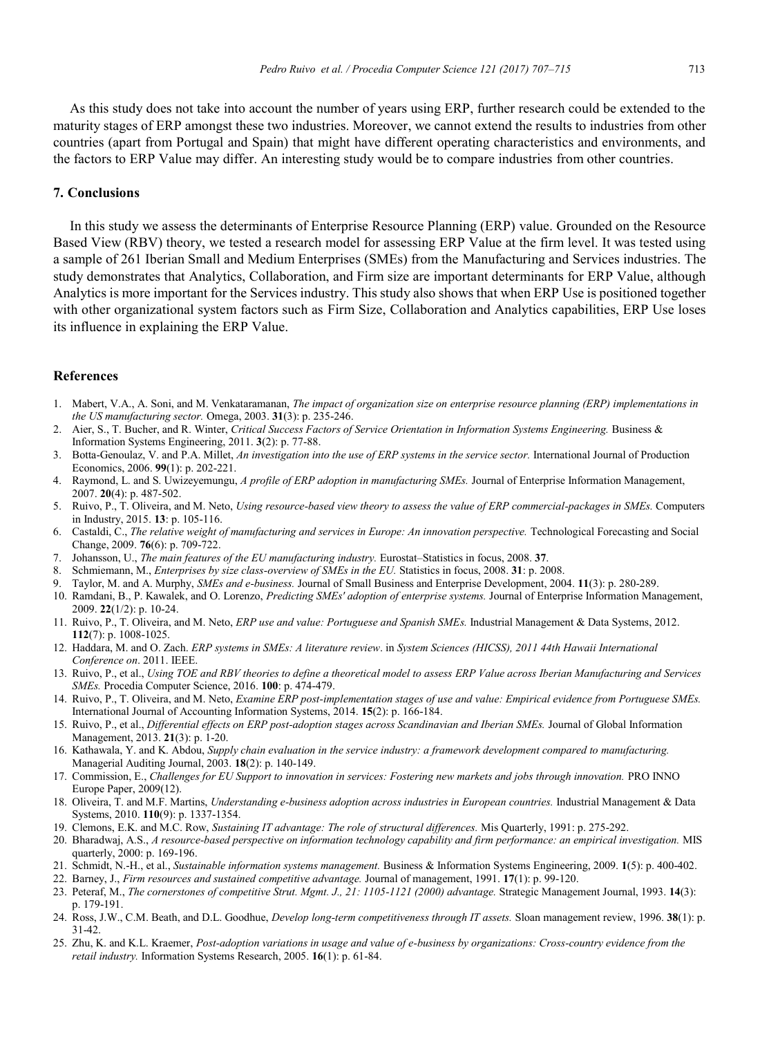As this study does not take into account the number of years using ERP, further research could be extended to the maturity stages of ERP amongst these two industries. Moreover, we cannot extend the results to industries from other countries (apart from Portugal and Spain) that might have different operating characteristics and environments, and the factors to ERP Value may differ. An interesting study would be to compare industries from other countries.

## 7. Conclusions

In this study we assess the determinants of Enterprise Resource Planning (ERP) value. Grounded on the Resource Based View (RBV) theory, we tested a research model for assessing ERP Value at the firm level. It was tested using a sample of 261 Iberian Small and Medium Enterprises (SMEs) from the Manufacturing and Services industries. The study demonstrates that Analytics, Collaboration, and Firm size are important determinants for ERP Value, although Analytics is more important for the Services industry. This study also shows that when ERP Use is positioned together with other organizational system factors such as Firm Size, Collaboration and Analytics capabilities, ERP Use loses its influence in explaining the ERP Value.

## References

1. Mabert, V.A., A. Soni, and M. Venkataramanan, *The impact of organization size on enterprise resource planning (ERP) implementations in the US manufacturing sector.* Omega, 2003. **31**(3): p. 235-246.
2. Aier, S., T. Bucher, and R. Winter, *Critical Success Factors of Service Orientation in Information Systems Engineering.* Business & Information Systems Engineering, 2011. **3**(2): p. 77-88.
3. Botta-Genoulaz, V. and P.A. Millet, *An investigation into the use of ERP systems in the service sector.* International Journal of Production Economics, 2006. **99**(1): p. 202-221.
4. Raymond, L. and S. Uwizeyemungu, *A profile of ERP adoption in manufacturing SMEs.* Journal of Enterprise Information Management, 2007. **20**(4): p. 487-502.
5. Ruivo, P., T. Oliveira, and M. Neto, *Using resource-based view theory to assess the value of ERP commercial-packages in SMEs.* Computers in Industry, 2015. **13**: p. 105-116.
6. Castaldi, C., *The relative weight of manufacturing and services in Europe: An innovation perspective.* Technological Forecasting and Social Change, 2009. **76**(6): p. 709-722.
7. Johansson, U., *The main features of the EU manufacturing industry.* Eurostat–Statistics in focus, 2008. **37**.
8. Schmiemann, M., *Enterprises by size class-overview of SMEs in the EU.* Statistics in focus, 2008. **31**: p. 2008.
9. Taylor, M. and A. Murphy, *SMEs and e-business.* Journal of Small Business and Enterprise Development, 2004. **11**(3): p. 280-289.
10. Ramdani, B., P. Kawalek, and O. Lorenzo, *Predicting SMEs' adoption of enterprise systems.* Journal of Enterprise Information Management, 2009. **22**(1/2): p. 10-24.
11. Ruivo, P., T. Oliveira, and M. Neto, *ERP use and value: Portuguese and Spanish SMEs.* Industrial Management & Data Systems, 2012. **112**(7): p. 1008-1025.
12. Haddara, M. and O. Zach. *ERP systems in SMEs: A literature review*. in *System Sciences (HICSS), 2011 44th Hawaii International Conference on*. 2011. IEEE.
13. Ruivo, P., et al., *Using TOE and RBV theories to define a theoretical model to assess ERP Value across Iberian Manufacturing and Services SMEs.* Procedia Computer Science, 2016. **100**: p. 474-479.
14. Ruivo, P., T. Oliveira, and M. Neto, *Examine ERP post-implementation stages of use and value: Empirical evidence from Portuguese SMEs.* International Journal of Accounting Information Systems, 2014. **15**(2): p. 166-184.
15. Ruivo, P., et al., *Differential effects on ERP post-adoption stages across Scandinavian and Iberian SMEs.* Journal of Global Information Management, 2013. **21**(3): p. 1-20.
16. Kathawala, Y. and K. Abdou, *Supply chain evaluation in the service industry: a framework development compared to manufacturing.* Managerial Auditing Journal, 2003. **18**(2): p. 140-149.
17. Commission, E., *Challenges for EU Support to innovation in services: Fostering new markets and jobs through innovation.* PRO INNO Europe Paper, 2009(12).
18. Oliveira, T. and M.F. Martins, *Understanding e-business adoption across industries in European countries.* Industrial Management & Data Systems, 2010. **110**(9): p. 1337-1354.
19. Clemons, E.K. and M.C. Row, *Sustaining IT advantage: The role of structural differences.* Mis Quarterly, 1991: p. 275-292.
20. Bharadwaj, A.S., *A resource-based perspective on information technology capability and firm performance: an empirical investigation.* MIS quarterly, 2000: p. 169-196.
21. Schmidt, N.-H., et al., *Sustainable information systems management.* Business & Information Systems Engineering, 2009. **1**(5): p. 400-402.
22. Barney, J., *Firm resources and sustained competitive advantage.* Journal of management, 1991. **17**(1): p. 99-120.
23. Peteraf, M., *The cornerstones of competitive Strut. Mgmt. J., 21: 1105-1121 (2000) advantage.* Strategic Management Journal, 1993. **14**(3): p. 179-191.
24. Ross, J.W., C.M. Beath, and D.L. Goodhue, *Develop long-term competitiveness through IT assets.* Sloan management review, 1996. **38**(1): p. 31-42.
25. Zhu, K. and K.L. Kraemer, *Post-adoption variations in usage and value of e-business by organizations: Cross-country evidence from the retail industry.* Information Systems Research, 2005. **16**(1): p. 61-84.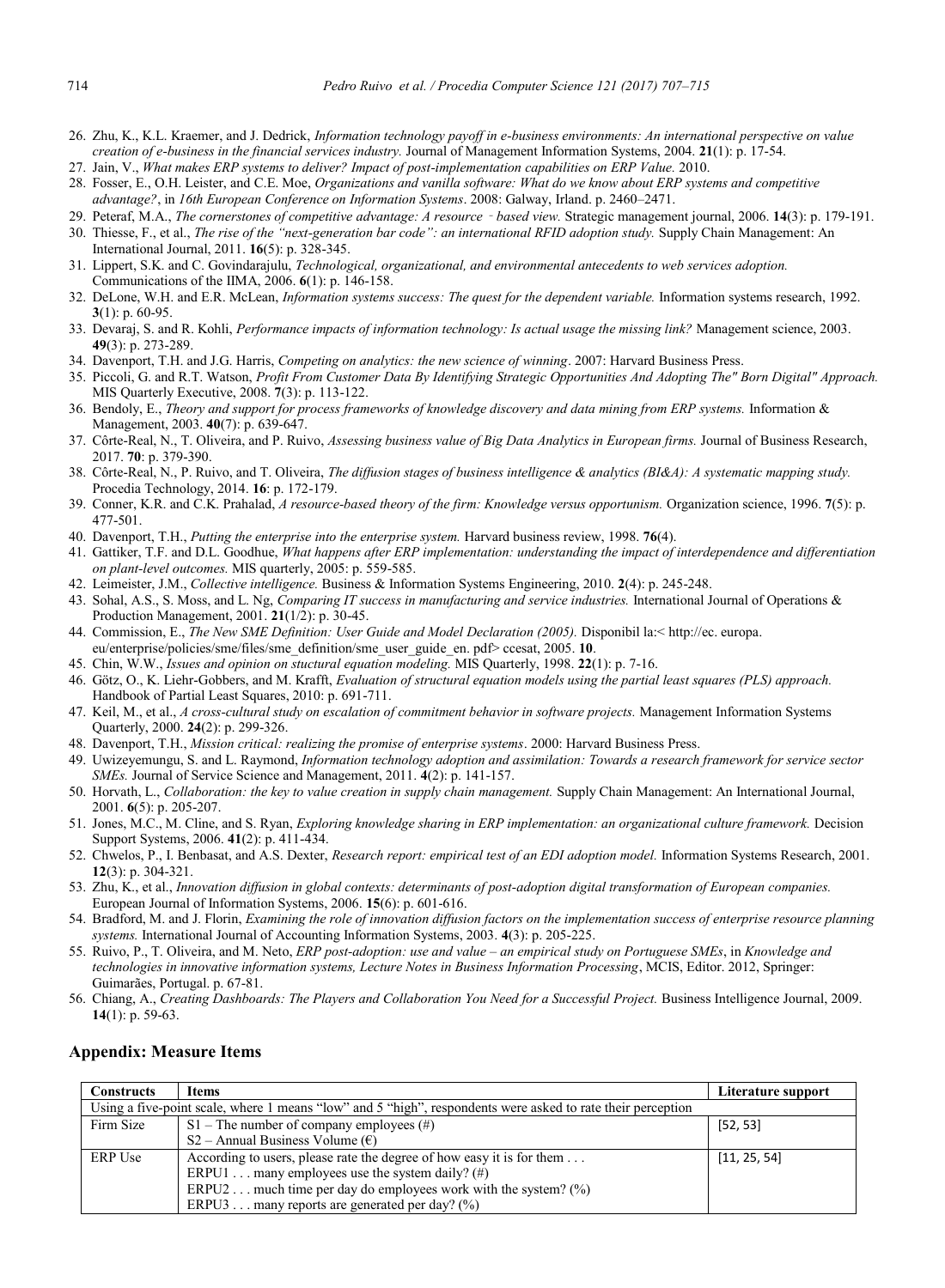26. Zhu, K., K.L. Kraemer, and J. Dedrick, *Information technology payoff in e-business environments: An international perspective on value creation of e-business in the financial services industry.* Journal of Management Information Systems, 2004. **21**(1): p. 17-54.
27. Jain, V., *What makes ERP systems to deliver? Impact of post-implementation capabilities on ERP Value.* 2010.
28. Fosser, E., O.H. Leister, and C.E. Moe, *Organizations and vanilla software: What do we know about ERP systems and competitive advantage?*, in *16th European Conference on Information Systems*. 2008: Galway, Irland. p. 2460–2471.
29. Peteraf, M.A., *The cornerstones of competitive advantage: A resource‐based view.* Strategic management journal, 2006. **14**(3): p. 179-191.
30. Thiesse, F., et al., *The rise of the "next-generation bar code": an international RFID adoption study.* Supply Chain Management: An International Journal, 2011. **16**(5): p. 328-345.
31. Lippert, S.K. and C. Govindarajulu, *Technological, organizational, and environmental antecedents to web services adoption.* Communications of the IIMA, 2006. **6**(1): p. 146-158.
32. DeLone, W.H. and E.R. McLean, *Information systems success: The quest for the dependent variable.* Information systems research, 1992. **3**(1): p. 60-95.
33. Devaraj, S. and R. Kohli, *Performance impacts of information technology: Is actual usage the missing link?* Management science, 2003. **49**(3): p. 273-289.
34. Davenport, T.H. and J.G. Harris, *Competing on analytics: the new science of winning*. 2007: Harvard Business Press.
35. Piccoli, G. and R.T. Watson, *Profit From Customer Data By Identifying Strategic Opportunities And Adopting The" Born Digital" Approach.* MIS Quarterly Executive, 2008. **7**(3): p. 113-122.
36. Bendoly, E., *Theory and support for process frameworks of knowledge discovery and data mining from ERP systems.* Information & Management, 2003. **40**(7): p. 639-647.
37. Côrte-Real, N., T. Oliveira, and P. Ruivo, *Assessing business value of Big Data Analytics in European firms.* Journal of Business Research, 2017. **70**: p. 379-390.
38. Côrte-Real, N., P. Ruivo, and T. Oliveira, *The diffusion stages of business intelligence & analytics (BI&A): A systematic mapping study.* Procedia Technology, 2014. **16**: p. 172-179.
39. Conner, K.R. and C.K. Prahalad, *A resource-based theory of the firm: Knowledge versus opportunism.* Organization science, 1996. **7**(5): p. 477-501.
40. Davenport, T.H., *Putting the enterprise into the enterprise system.* Harvard business review, 1998. **76**(4).
41. Gattiker, T.F. and D.L. Goodhue, *What happens after ERP implementation: understanding the impact of interdependence and differentiation on plant-level outcomes.* MIS quarterly, 2005: p. 559-585.
42. Leimeister, J.M., *Collective intelligence.* Business & Information Systems Engineering, 2010. **2**(4): p. 245-248.
43. Sohal, A.S., S. Moss, and L. Ng, *Comparing IT success in manufacturing and service industries.* International Journal of Operations & Production Management, 2001. **21**(1/2): p. 30-45.
44. Commission, E., *The New SME Definition: User Guide and Model Declaration (2005).* Disponibil la:< http://ec. europa. eu/enterprise/policies/sme/files/sme_definition/sme_user_guide_en. pdf> ccesat, 2005. **10**.
45. Chin, W.W., *Issues and opinion on stuctural equation modeling.* MIS Quarterly, 1998. **22**(1): p. 7-16.
46. Götz, O., K. Liehr-Gobbers, and M. Krafft, *Evaluation of structural equation models using the partial least squares (PLS) approach.* Handbook of Partial Least Squares, 2010: p. 691-711.
47. Keil, M., et al., *A cross-cultural study on escalation of commitment behavior in software projects.* Management Information Systems Quarterly, 2000. **24**(2): p. 299-326.
48. Davenport, T.H., *Mission critical: realizing the promise of enterprise systems*. 2000: Harvard Business Press.
49. Uwizeyemungu, S. and L. Raymond, *Information technology adoption and assimilation: Towards a research framework for service sector SMEs.* Journal of Service Science and Management, 2011. **4**(2): p. 141-157.
50. Horvath, L., *Collaboration: the key to value creation in supply chain management.* Supply Chain Management: An International Journal, 2001. **6**(5): p. 205-207.
51. Jones, M.C., M. Cline, and S. Ryan, *Exploring knowledge sharing in ERP implementation: an organizational culture framework.* Decision Support Systems, 2006. **41**(2): p. 411-434.
52. Chwelos, P., I. Benbasat, and A.S. Dexter, *Research report: empirical test of an EDI adoption model.* Information Systems Research, 2001. **12**(3): p. 304-321.
53. Zhu, K., et al., *Innovation diffusion in global contexts: determinants of post-adoption digital transformation of European companies.* European Journal of Information Systems, 2006. **15**(6): p. 601-616.
54. Bradford, M. and J. Florin, *Examining the role of innovation diffusion factors on the implementation success of enterprise resource planning systems.* International Journal of Accounting Information Systems, 2003. **4**(3): p. 205-225.
55. Ruivo, P., T. Oliveira, and M. Neto, *ERP post-adoption: use and value – an empirical study on Portuguese SMEs*, in *Knowledge and technologies in innovative information systems, Lecture Notes in Business Information Processing*, MCIS, Editor. 2012, Springer: Guimarães, Portugal. p. 67-81.
56. Chiang, A., *Creating Dashboards: The Players and Collaboration You Need for a Successful Project.* Business Intelligence Journal, 2009. **14**(1): p. 59-63.

## Appendix: Measure Items

| Constructs | Items | Literature support |
|---|---|---|
| Using a five-point scale, where 1 means "low" and 5 "high", respondents were asked to rate their perception | | |
| Firm Size | S1 – The number of company employees (#)<br>S2 – Annual Business Volume (€) | [52, 53] |
| ERP Use | According to users, please rate the degree of how easy it is for them . . .<br>ERPU1 . . . many employees use the system daily? (#)<br>ERPU2 . . . much time per day do employees work with the system? (%)<br>ERPU3 . . . many reports are generated per day? (%) | [11, 25, 54] |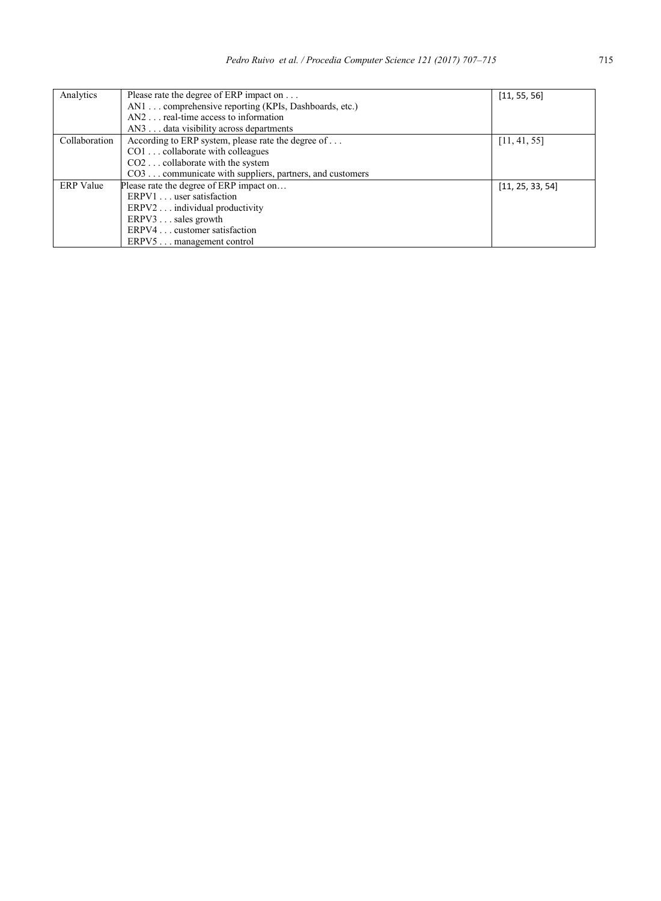| | | |
|---|---|---|
| Analytics | Please rate the degree of ERP impact on . . .<br>AN1 . . . comprehensive reporting (KPIs, Dashboards, etc.)<br>AN2 . . . real-time access to information<br>AN3 . . . data visibility across departments | [11, 55, 56] |
| Collaboration | According to ERP system, please rate the degree of . . .<br>CO1 . . . collaborate with colleagues<br>CO2 . . . collaborate with the system<br>CO3 . . . communicate with suppliers, partners, and customers | [11, 41, 55] |
| ERP Value | Please rate the degree of ERP impact on…<br>ERPV1 . . . user satisfaction<br>ERPV2 . . . individual productivity<br>ERPV3 . . . sales growth<br>ERPV4 . . . customer satisfaction<br>ERPV5 . . . management control | [11, 25, 33, 54] |